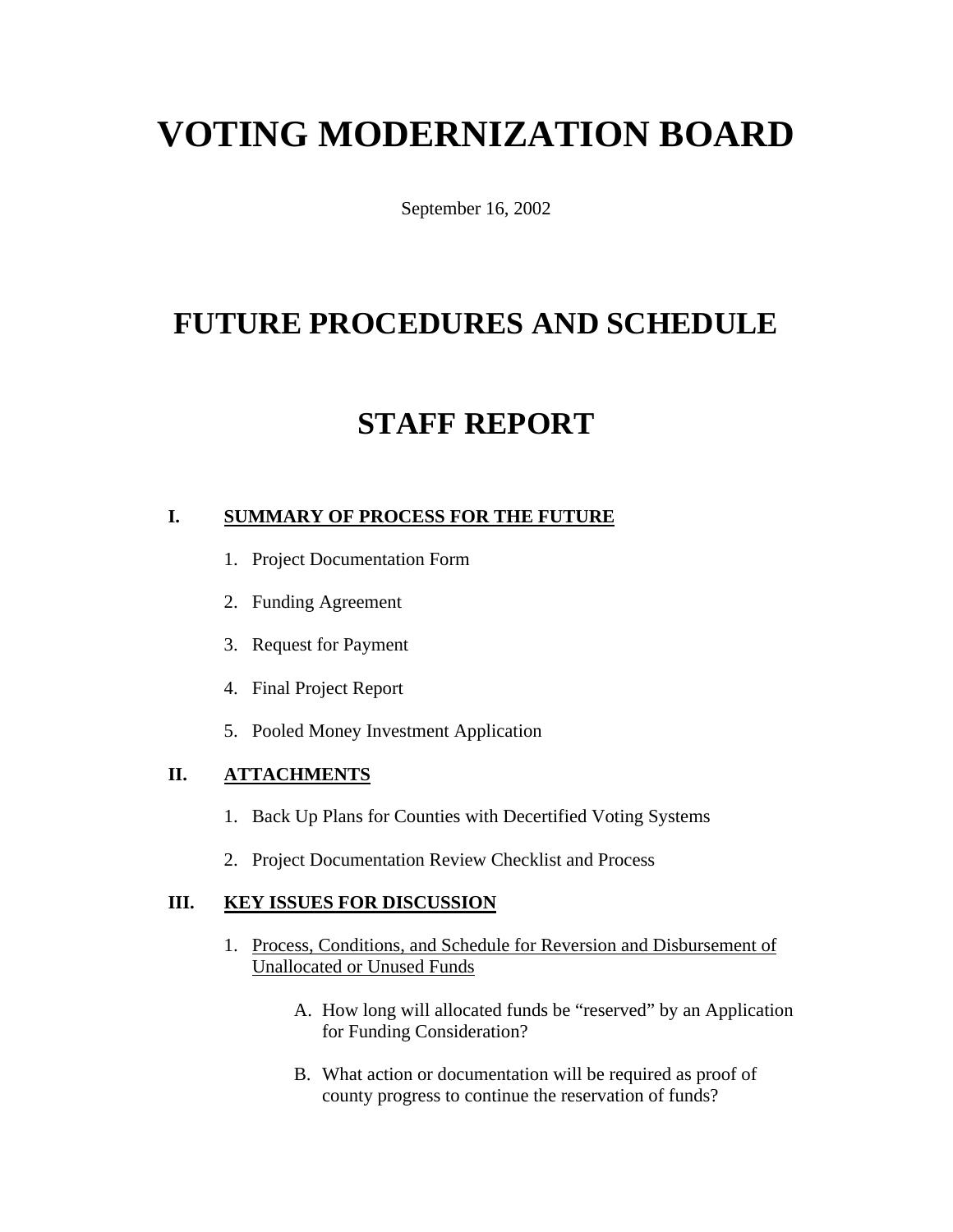# VOTING MODERNIZATION BOARD

September 16, 2002

# FUTURE PROCEDURES AND SCHEDULE

# STAFF REPORT

## I. SUMMARY OF PROCESS FOR THE FUTURE

1. Project Documentation Form
2. Funding Agreement
3. Request for Payment
4. Final Project Report
5. Pooled Money Investment Application

## II. ATTACHMENTS

1. Back Up Plans for Counties with Decertified Voting Systems
2. Project Documentation Review Checklist and Process

## III. KEY ISSUES FOR DISCUSSION

1. Process, Conditions, and Schedule for Reversion and Disbursement of Unallocated or Unused Funds

   A. How long will allocated funds be "reserved" by an Application for Funding Consideration?

   B. What action or documentation will be required as proof of county progress to continue the reservation of funds?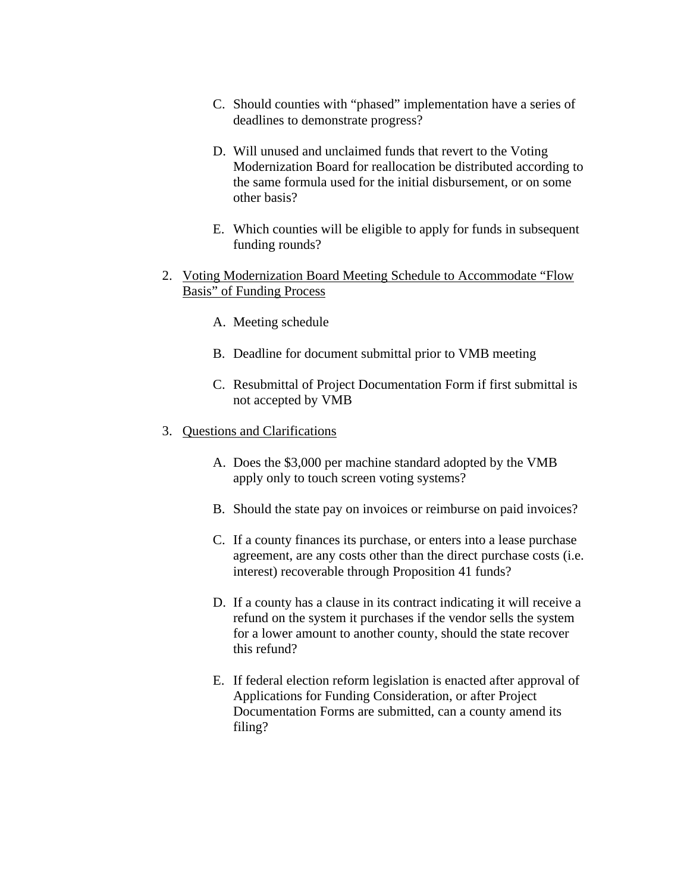C. Should counties with "phased" implementation have a series of deadlines to demonstrate progress?

D. Will unused and unclaimed funds that revert to the Voting Modernization Board for reallocation be distributed according to the same formula used for the initial disbursement, or on some other basis?

E. Which counties will be eligible to apply for funds in subsequent funding rounds?

2. <u>Voting Modernization Board Meeting Schedule to Accommodate "Flow Basis" of Funding Process</u>

    A. Meeting schedule

    B. Deadline for document submittal prior to VMB meeting

    C. Resubmittal of Project Documentation Form if first submittal is not accepted by VMB

3. <u>Questions and Clarifications</u>

    A. Does the $3,000 per machine standard adopted by the VMB apply only to touch screen voting systems?

    B. Should the state pay on invoices or reimburse on paid invoices?

    C. If a county finances its purchase, or enters into a lease purchase agreement, are any costs other than the direct purchase costs (i.e. interest) recoverable through Proposition 41 funds?

    D. If a county has a clause in its contract indicating it will receive a refund on the system it purchases if the vendor sells the system for a lower amount to another county, should the state recover this refund?

    E. If federal election reform legislation is enacted after approval of Applications for Funding Consideration, or after Project Documentation Forms are submitted, can a county amend its filing?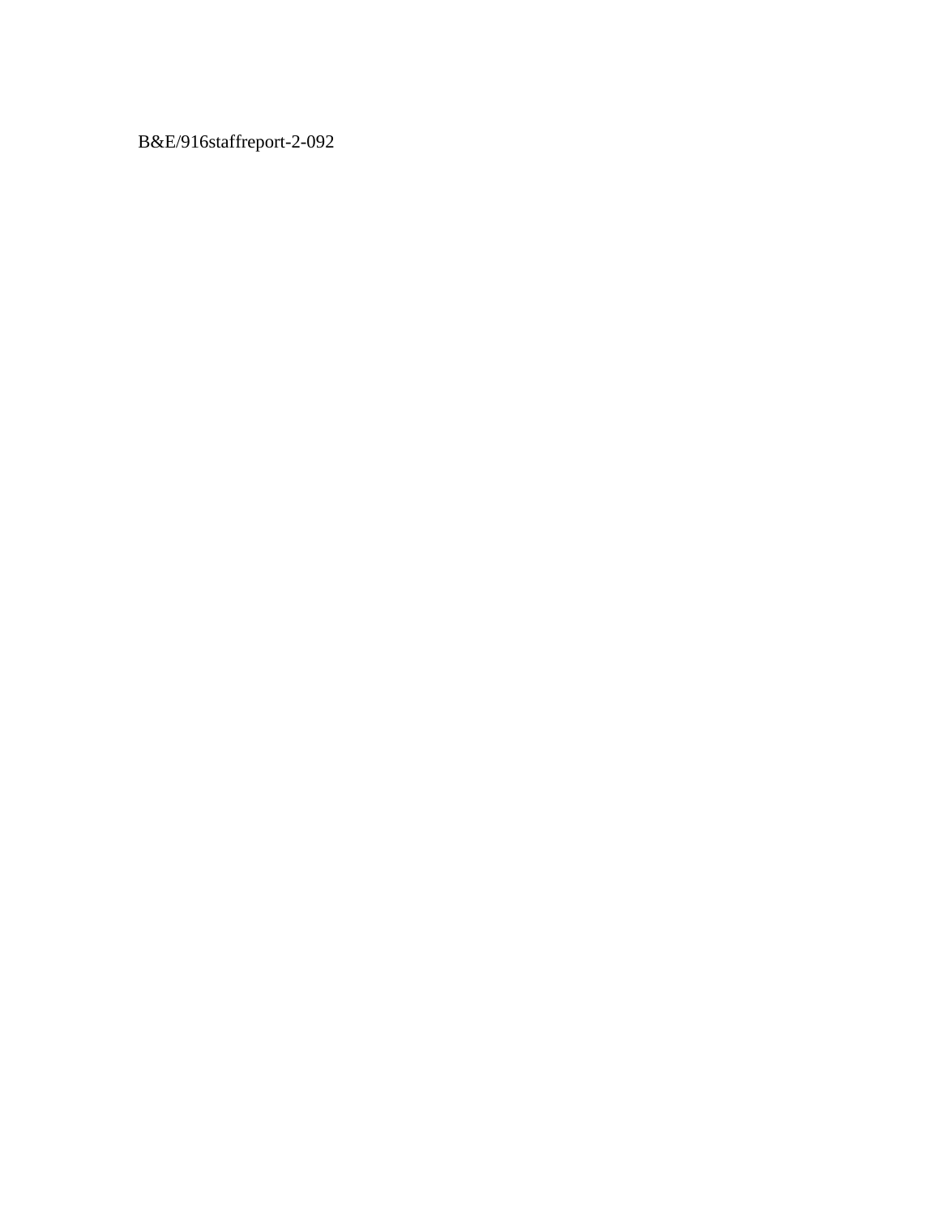B&E/916staffreport-2-092